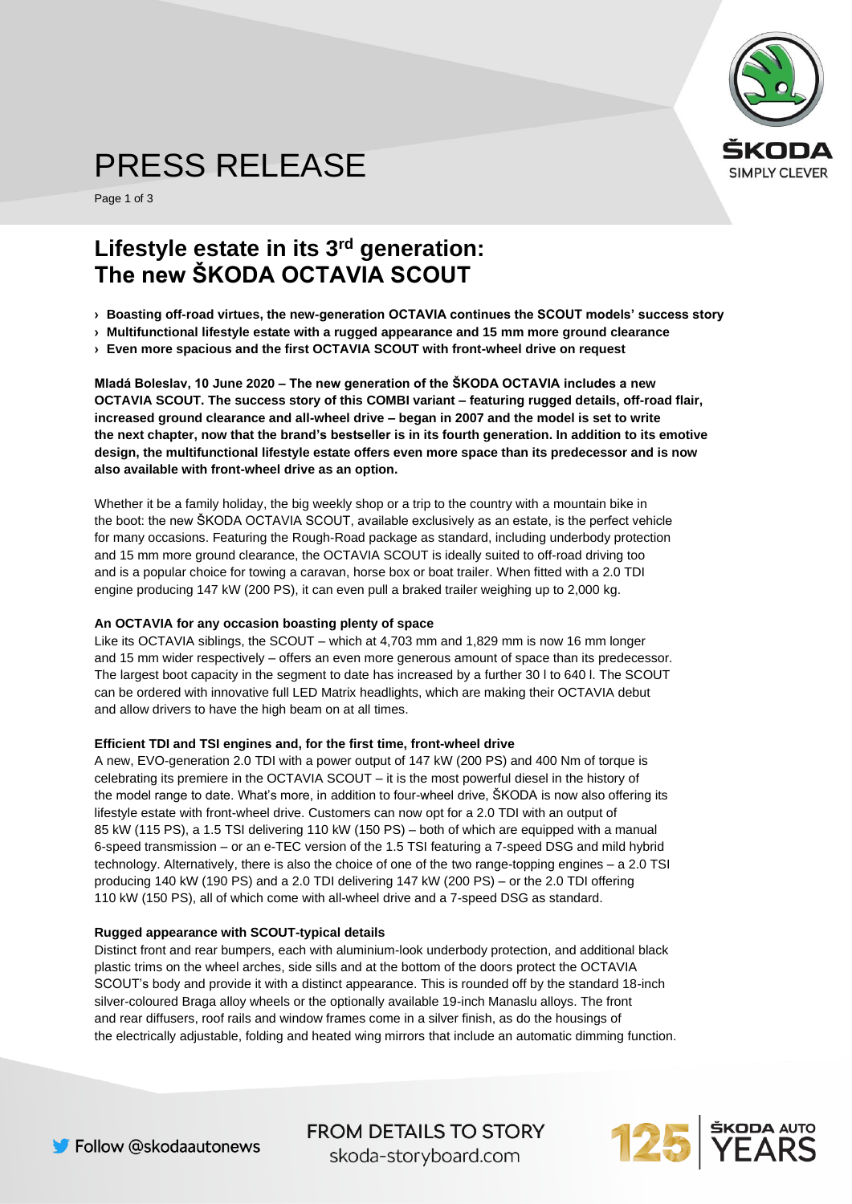# PRESS RELEASE

## Lifestyle estate in its 3rd generation: The new ŠKODA OCTAVIA SCOUT

- › **Boasting off-road virtues, the new-generation OCTAVIA continues the SCOUT models' success story**
- › **Multifunctional lifestyle estate with a rugged appearance and 15 mm more ground clearance**
- › **Even more spacious and the first OCTAVIA SCOUT with front-wheel drive on request**

**Mladá Boleslav, 10 June 2020 – The new generation of the ŠKODA OCTAVIA includes a new OCTAVIA SCOUT. The success story of this COMBI variant – featuring rugged details, off-road flair, increased ground clearance and all-wheel drive – began in 2007 and the model is set to write the next chapter, now that the brand's bestseller is in its fourth generation. In addition to its emotive design, the multifunctional lifestyle estate offers even more space than its predecessor and is now also available with front-wheel drive as an option.**

Whether it be a family holiday, the big weekly shop or a trip to the country with a mountain bike in the boot: the new ŠKODA OCTAVIA SCOUT, available exclusively as an estate, is the perfect vehicle for many occasions. Featuring the Rough-Road package as standard, including underbody protection and 15 mm more ground clearance, the OCTAVIA SCOUT is ideally suited to off-road driving too and is a popular choice for towing a caravan, horse box or boat trailer. When fitted with a 2.0 TDI engine producing 147 kW (200 PS), it can even pull a braked trailer weighing up to 2,000 kg.

**An OCTAVIA for any occasion boasting plenty of space**

Like its OCTAVIA siblings, the SCOUT – which at 4,703 mm and 1,829 mm is now 16 mm longer and 15 mm wider respectively – offers an even more generous amount of space than its predecessor. The largest boot capacity in the segment to date has increased by a further 30 l to 640 l. The SCOUT can be ordered with innovative full LED Matrix headlights, which are making their OCTAVIA debut and allow drivers to have the high beam on at all times.

**Efficient TDI and TSI engines and, for the first time, front-wheel drive**

A new, EVO-generation 2.0 TDI with a power output of 147 kW (200 PS) and 400 Nm of torque is celebrating its premiere in the OCTAVIA SCOUT – it is the most powerful diesel in the history of the model range to date. What's more, in addition to four-wheel drive, ŠKODA is now also offering its lifestyle estate with front-wheel drive. Customers can now opt for a 2.0 TDI with an output of 85 kW (115 PS), a 1.5 TSI delivering 110 kW (150 PS) – both of which are equipped with a manual 6-speed transmission – or an e-TEC version of the 1.5 TSI featuring a 7-speed DSG and mild hybrid technology. Alternatively, there is also the choice of one of the two range-topping engines – a 2.0 TSI producing 140 kW (190 PS) and a 2.0 TDI delivering 147 kW (200 PS) – or the 2.0 TDI offering 110 kW (150 PS), all of which come with all-wheel drive and a 7-speed DSG as standard.

**Rugged appearance with SCOUT-typical details**

Distinct front and rear bumpers, each with aluminium-look underbody protection, and additional black plastic trims on the wheel arches, side sills and at the bottom of the doors protect the OCTAVIA SCOUT's body and provide it with a distinct appearance. This is rounded off by the standard 18-inch silver-coloured Braga alloy wheels or the optionally available 19-inch Manaslu alloys. The front and rear diffusers, roof rails and window frames come in a silver finish, as do the housings of the electrically adjustable, folding and heated wing mirrors that include an automatic dimming function.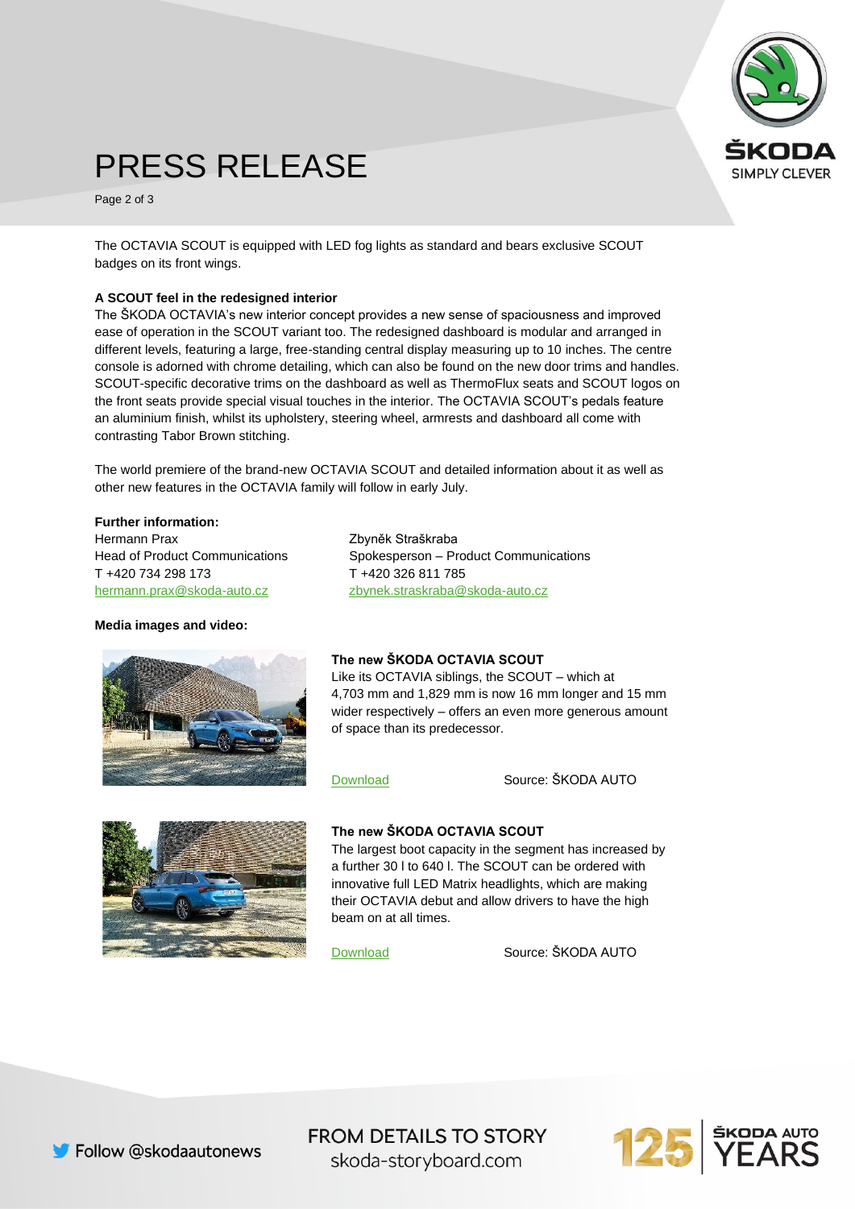The OCTAVIA SCOUT is equipped with LED fog lights as standard and bears exclusive SCOUT badges on its front wings.

**A SCOUT feel in the redesigned interior**

The ŠKODA OCTAVIA's new interior concept provides a new sense of spaciousness and improved ease of operation in the SCOUT variant too. The redesigned dashboard is modular and arranged in different levels, featuring a large, free-standing central display measuring up to 10 inches. The centre console is adorned with chrome detailing, which can also be found on the new door trims and handles. SCOUT-specific decorative trims on the dashboard as well as ThermoFlux seats and SCOUT logos on the front seats provide special visual touches in the interior. The OCTAVIA SCOUT's pedals feature an aluminium finish, whilst its upholstery, steering wheel, armrests and dashboard all come with contrasting Tabor Brown stitching.

The world premiere of the brand-new OCTAVIA SCOUT and detailed information about it as well as other new features in the OCTAVIA family will follow in early July.

**Further information:**

Hermann Prax
Head of Product Communications
T +420 734 298 173
hermann.prax@skoda-auto.cz

Zbyněk Straškraba
Spokesperson – Product Communications
T +420 326 811 785
zbynek.straskraba@skoda-auto.cz

**Media images and video:**

**The new ŠKODA OCTAVIA SCOUT**
Like its OCTAVIA siblings, the SCOUT – which at 4,703 mm and 1,829 mm is now 16 mm longer and 15 mm wider respectively – offers an even more generous amount of space than its predecessor.

Download Source: ŠKODA AUTO

**The new ŠKODA OCTAVIA SCOUT**
The largest boot capacity in the segment has increased by a further 30 l to 640 l. The SCOUT can be ordered with innovative full LED Matrix headlights, which are making their OCTAVIA debut and allow drivers to have the high beam on at all times.

Download Source: ŠKODA AUTO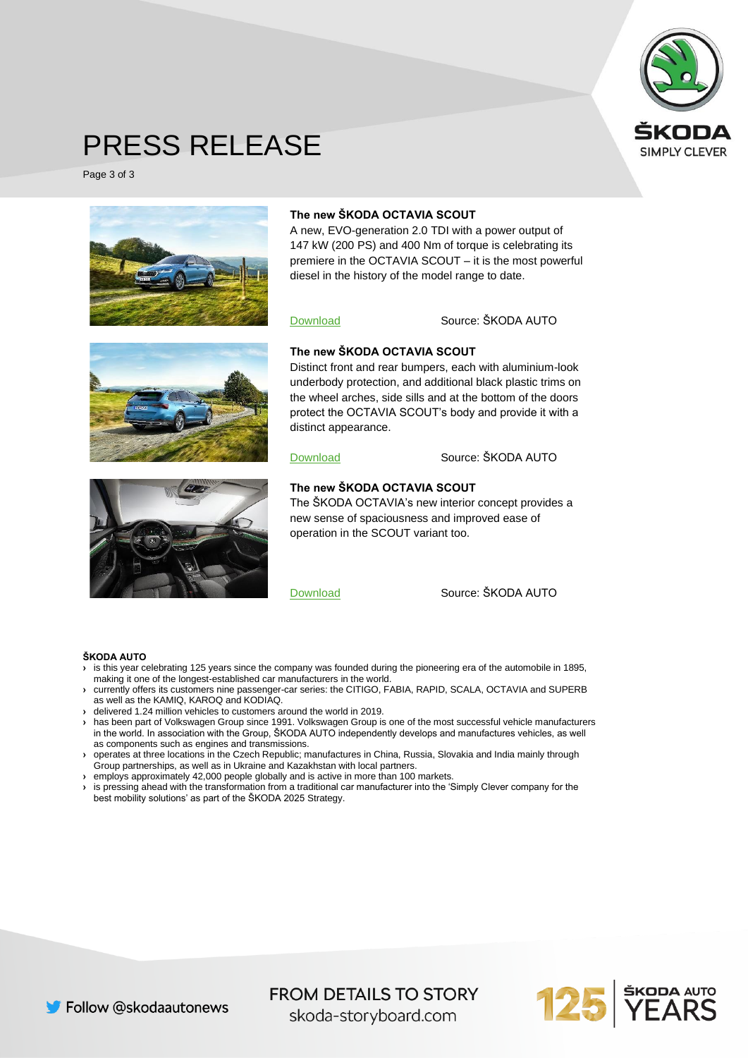**The new ŠKODA OCTAVIA SCOUT**

A new, EVO-generation 2.0 TDI with a power output of 147 kW (200 PS) and 400 Nm of torque is celebrating its premiere in the OCTAVIA SCOUT – it is the most powerful diesel in the history of the model range to date.

Download — Source: ŠKODA AUTO

**The new ŠKODA OCTAVIA SCOUT**

Distinct front and rear bumpers, each with aluminium-look underbody protection, and additional black plastic trims on the wheel arches, side sills and at the bottom of the doors protect the OCTAVIA SCOUT's body and provide it with a distinct appearance.

Download — Source: ŠKODA AUTO

**The new ŠKODA OCTAVIA SCOUT**

The ŠKODA OCTAVIA's new interior concept provides a new sense of spaciousness and improved ease of operation in the SCOUT variant too.

Download — Source: ŠKODA AUTO

**ŠKODA AUTO**

- is this year celebrating 125 years since the company was founded during the pioneering era of the automobile in 1895, making it one of the longest-established car manufacturers in the world.
- currently offers its customers nine passenger-car series: the CITIGO, FABIA, RAPID, SCALA, OCTAVIA and SUPERB as well as the KAMIQ, KAROQ and KODIAQ.
- delivered 1.24 million vehicles to customers around the world in 2019.
- has been part of Volkswagen Group since 1991. Volkswagen Group is one of the most successful vehicle manufacturers in the world. In association with the Group, ŠKODA AUTO independently develops and manufactures vehicles, as well as components such as engines and transmissions.
- operates at three locations in the Czech Republic; manufactures in China, Russia, Slovakia and India mainly through Group partnerships, as well as in Ukraine and Kazakhstan with local partners.
- employs approximately 42,000 people globally and is active in more than 100 markets.
- is pressing ahead with the transformation from a traditional car manufacturer into the 'Simply Clever company for the best mobility solutions' as part of the ŠKODA 2025 Strategy.